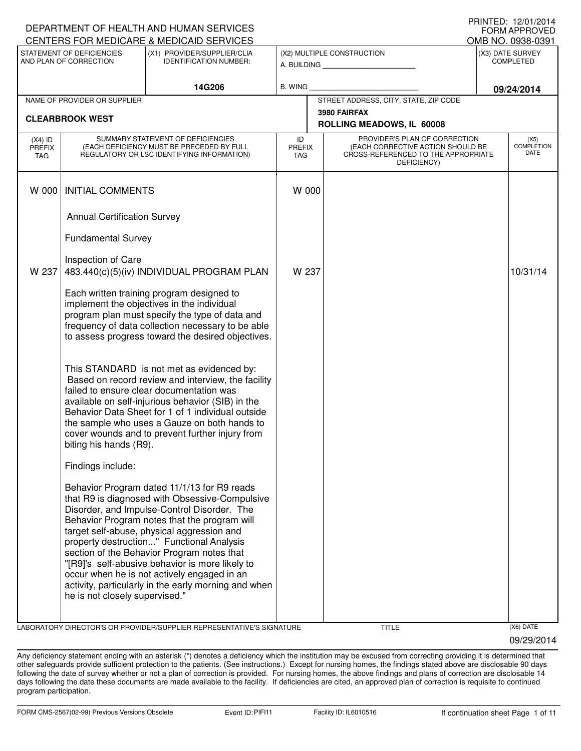DEPARTMENT OF HEALTH AND HUMAN SERVICES
CENTERS FOR MEDICARE & MEDICAID SERVICES

PRINTED: 12/01/2014
FORM APPROVED
OMB NO. 0938-0391

| STATEMENT OF DEFICIENCIES AND PLAN OF CORRECTION | (X1) PROVIDER/SUPPLIER/CLIA IDENTIFICATION NUMBER: | (X2) MULTIPLE CONSTRUCTION | (X3) DATE SURVEY COMPLETED |
|---|---|---|---|
| | 14G206 | A. BUILDING ______ B. WING ______ | 09/24/2014 |

| NAME OF PROVIDER OR SUPPLIER | STREET ADDRESS, CITY, STATE, ZIP CODE |
|---|---|
| CLEARBROOK WEST | 3980 FAIRFAX ROLLING MEADOWS, IL 60008 |

| (X4) ID PREFIX TAG | SUMMARY STATEMENT OF DEFICIENCIES (EACH DEFICIENCY MUST BE PRECEDED BY FULL REGULATORY OR LSC IDENTIFYING INFORMATION) | ID PREFIX TAG | PROVIDER'S PLAN OF CORRECTION (EACH CORRECTIVE ACTION SHOULD BE CROSS-REFERENCED TO THE APPROPRIATE DEFICIENCY) | (X5) COMPLETION DATE |
|---|---|---|---|---|
| W 000 | INITIAL COMMENTS<br><br>Annual Certification Survey<br><br>Fundamental Survey<br><br>Inspection of Care | W 000 | | |
| W 237 | 483.440(c)(5)(iv) INDIVIDUAL PROGRAM PLAN<br><br>Each written training program designed to implement the objectives in the individual program plan must specify the type of data and frequency of data collection necessary to be able to assess progress toward the desired objectives.<br><br>This STANDARD is not met as evidenced by:<br>Based on record review and interview, the facility failed to ensure clear documentation was available on self-injurious behavior (SIB) in the Behavior Data Sheet for 1 of 1 individual outside the sample who uses a Gauze on both hands to cover wounds and to prevent further injury from biting his hands (R9).<br><br>Findings include:<br><br>Behavior Program dated 11/1/13 for R9 reads that R9 is diagnosed with Obsessive-Compulsive Disorder, and Impulse-Control Disorder. The Behavior Program notes that the program will target self-abuse, physical aggression and property destruction..." Functional Analysis section of the Behavior Program notes that "[R9]'s self-abusive behavior is more likely to occur when he is not actively engaged in an activity, particularly in the early morning and when he is not closely supervised." | W 237 | | 10/31/14 |

LABORATORY DIRECTOR'S OR PROVIDER/SUPPLIER REPRESENTATIVE'S SIGNATURE | TITLE | (X6) DATE 09/29/2014

Any deficiency statement ending with an asterisk (*) denotes a deficiency which the institution may be excused from correcting providing it is determined that other safeguards provide sufficient protection to the patients. (See instructions.) Except for nursing homes, the findings stated above are disclosable 90 days following the date of survey whether or not a plan of correction is provided. For nursing homes, the above findings and plans of correction are disclosable 14 days following the date these documents are made available to the facility. If deficiencies are cited, an approved plan of correction is requisite to continued program participation.

FORM CMS-2567(02-99) Previous Versions Obsolete | Event ID: PIFI11 | Facility ID: IL6010516 | If continuation sheet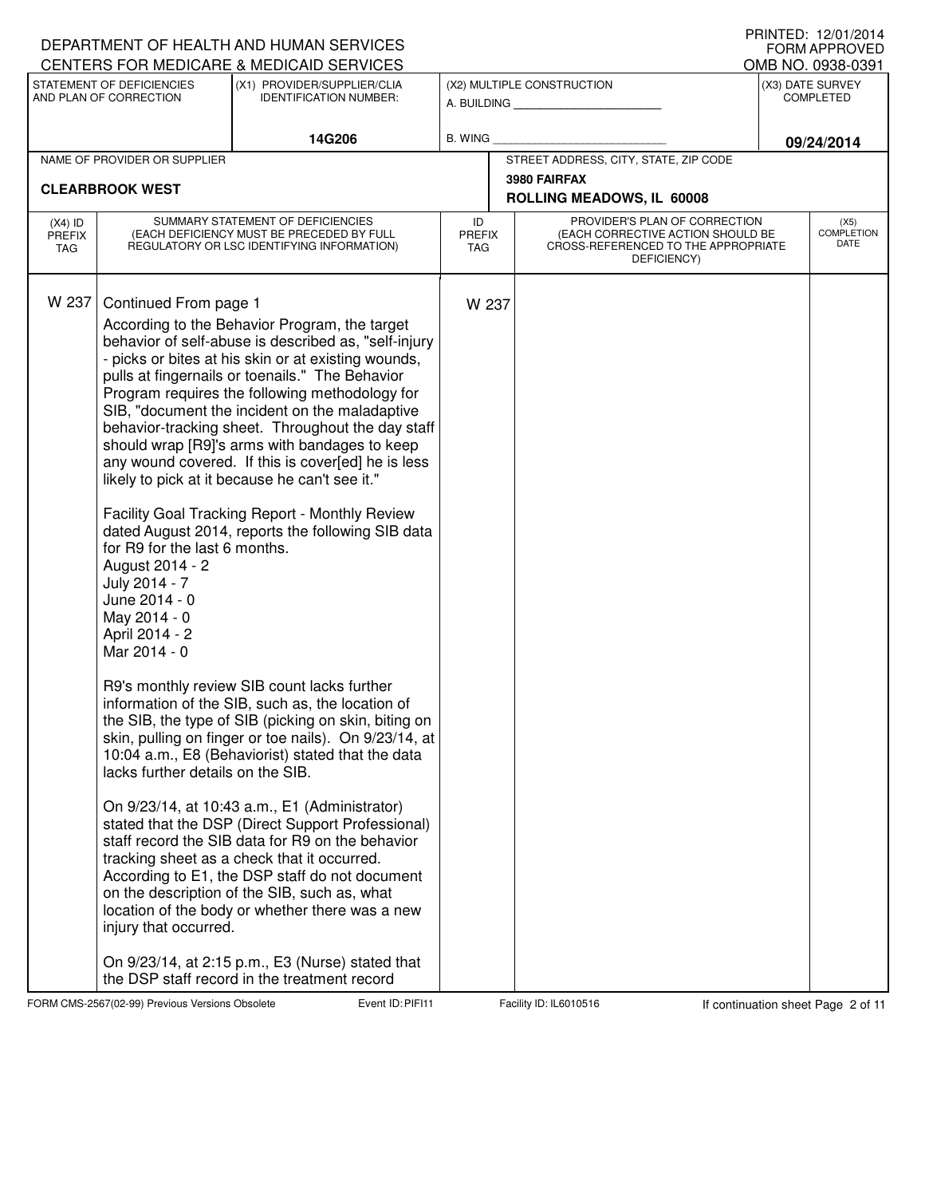DEPARTMENT OF HEALTH AND HUMAN SERVICES
CENTERS FOR MEDICARE & MEDICAID SERVICES

PRINTED: 12/01/2014
FORM APPROVED
OMB NO. 0938-0391

| STATEMENT OF DEFICIENCIES AND PLAN OF CORRECTION | (X1) PROVIDER/SUPPLIER/CLIA IDENTIFICATION NUMBER: | (X2) MULTIPLE CONSTRUCTION | (X3) DATE SURVEY COMPLETED |
|---|---|---|---|
| | 14G206 | A. BUILDING ______ B. WING ______ | 09/24/2014 |

| NAME OF PROVIDER OR SUPPLIER | STREET ADDRESS, CITY, STATE, ZIP CODE |
|---|---|
| CLEARBROOK WEST | 3980 FAIRFAX ROLLING MEADOWS, IL 60008 |

| (X4) ID PREFIX TAG | SUMMARY STATEMENT OF DEFICIENCIES (EACH DEFICIENCY MUST BE PRECEDED BY FULL REGULATORY OR LSC IDENTIFYING INFORMATION) | ID PREFIX TAG | PROVIDER'S PLAN OF CORRECTION (EACH CORRECTIVE ACTION SHOULD BE CROSS-REFERENCED TO THE APPROPRIATE DEFICIENCY) | (X5) COMPLETION DATE |
|---|---|---|---|---|
| W 237 | Continued From page 1 | W 237 | | |

According to the Behavior Program, the target behavior of self-abuse is described as, "self-injury - picks or bites at his skin or at existing wounds, pulls at fingernails or toenails." The Behavior Program requires the following methodology for SIB, "document the incident on the maladaptive behavior-tracking sheet. Throughout the day staff should wrap [R9]'s arms with bandages to keep any wound covered. If this is cover[ed] he is less likely to pick at it because he can't see it."

Facility Goal Tracking Report - Monthly Review dated August 2014, reports the following SIB data for R9 for the last 6 months.
August 2014 - 2
July 2014 - 7
June 2014 - 0
May 2014 - 0
April 2014 - 2
Mar 2014 - 0

R9's monthly review SIB count lacks further information of the SIB, such as, the location of the SIB, the type of SIB (picking on skin, biting on skin, pulling on finger or toe nails). On 9/23/14, at 10:04 a.m., E8 (Behaviorist) stated that the data lacks further details on the SIB.

On 9/23/14, at 10:43 a.m., E1 (Administrator) stated that the DSP (Direct Support Professional) staff record the SIB data for R9 on the behavior tracking sheet as a check that it occurred. According to E1, the DSP staff do not document on the description of the SIB, such as, what location of the body or whether there was a new injury that occurred.

On 9/23/14, at 2:15 p.m., E3 (Nurse) stated that the DSP staff record in the treatment record

FORM CMS-2567(02-99) Previous Versions Obsolete Event ID: PIFI11 Facility ID: IL6010516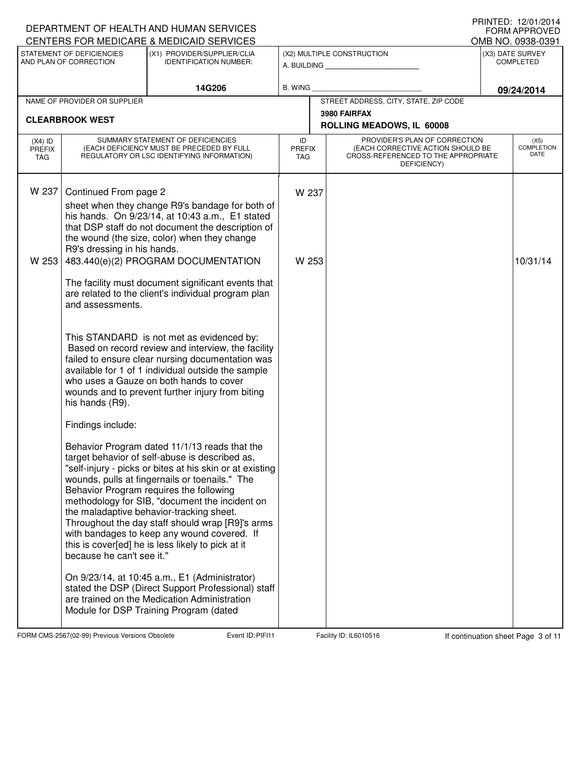DEPARTMENT OF HEALTH AND HUMAN SERVICES
CENTERS FOR MEDICARE & MEDICAID SERVICES

PRINTED: 12/01/2014
FORM APPROVED
OMB NO. 0938-0391

| STATEMENT OF DEFICIENCIES AND PLAN OF CORRECTION | (X1) PROVIDER/SUPPLIER/CLIA IDENTIFICATION NUMBER: | (X2) MULTIPLE CONSTRUCTION | (X3) DATE SURVEY COMPLETED |
|---|---|---|---|
| | 14G206 | A. BUILDING ______ B. WING ______ | 09/24/2014 |

| NAME OF PROVIDER OR SUPPLIER | STREET ADDRESS, CITY, STATE, ZIP CODE |
|---|---|
| CLEARBROOK WEST | 3980 FAIRFAX ROLLING MEADOWS, IL 60008 |

| (X4) ID PREFIX TAG | SUMMARY STATEMENT OF DEFICIENCIES (EACH DEFICIENCY MUST BE PRECEDED BY FULL REGULATORY OR LSC IDENTIFYING INFORMATION) | ID PREFIX TAG | PROVIDER'S PLAN OF CORRECTION (EACH CORRECTIVE ACTION SHOULD BE CROSS-REFERENCED TO THE APPROPRIATE DEFICIENCY) | (X5) COMPLETION DATE |
|---|---|---|---|---|
| W 237 | Continued From page 2<br>sheet when they change R9's bandage for both of his hands. On 9/23/14, at 10:43 a.m., E1 stated that DSP staff do not document the description of the wound (the size, color) when they change R9's dressing in his hands. | W 237 | | |
| W 253 | 483.440(e)(2) PROGRAM DOCUMENTATION<br><br>The facility must document significant events that are related to the client's individual program plan and assessments.<br><br>This STANDARD is not met as evidenced by:<br>Based on record review and interview, the facility failed to ensure clear nursing documentation was available for 1 of 1 individual outside the sample who uses a Gauze on both hands to cover wounds and to prevent further injury from biting his hands (R9).<br><br>Findings include:<br><br>Behavior Program dated 11/1/13 reads that the target behavior of self-abuse is described as, "self-injury - picks or bites at his skin or at existing wounds, pulls at fingernails or toenails." The Behavior Program requires the following methodology for SIB, "document the incident on the maladaptive behavior-tracking sheet. Throughout the day staff should wrap [R9]'s arms with bandages to keep any wound covered. If this is cover[ed] he is less likely to pick at it because he can't see it."<br><br>On 9/23/14, at 10:45 a.m., E1 (Administrator) stated the DSP (Direct Support Professional) staff are trained on the Medication Administration Module for DSP Training Program (dated | W 253 | | 10/31/14 |

FORM CMS-2567(02-99) Previous Versions Obsolete Event ID: PIFI11 Facility ID: IL6010516 If continuation sheet Page 3 of 11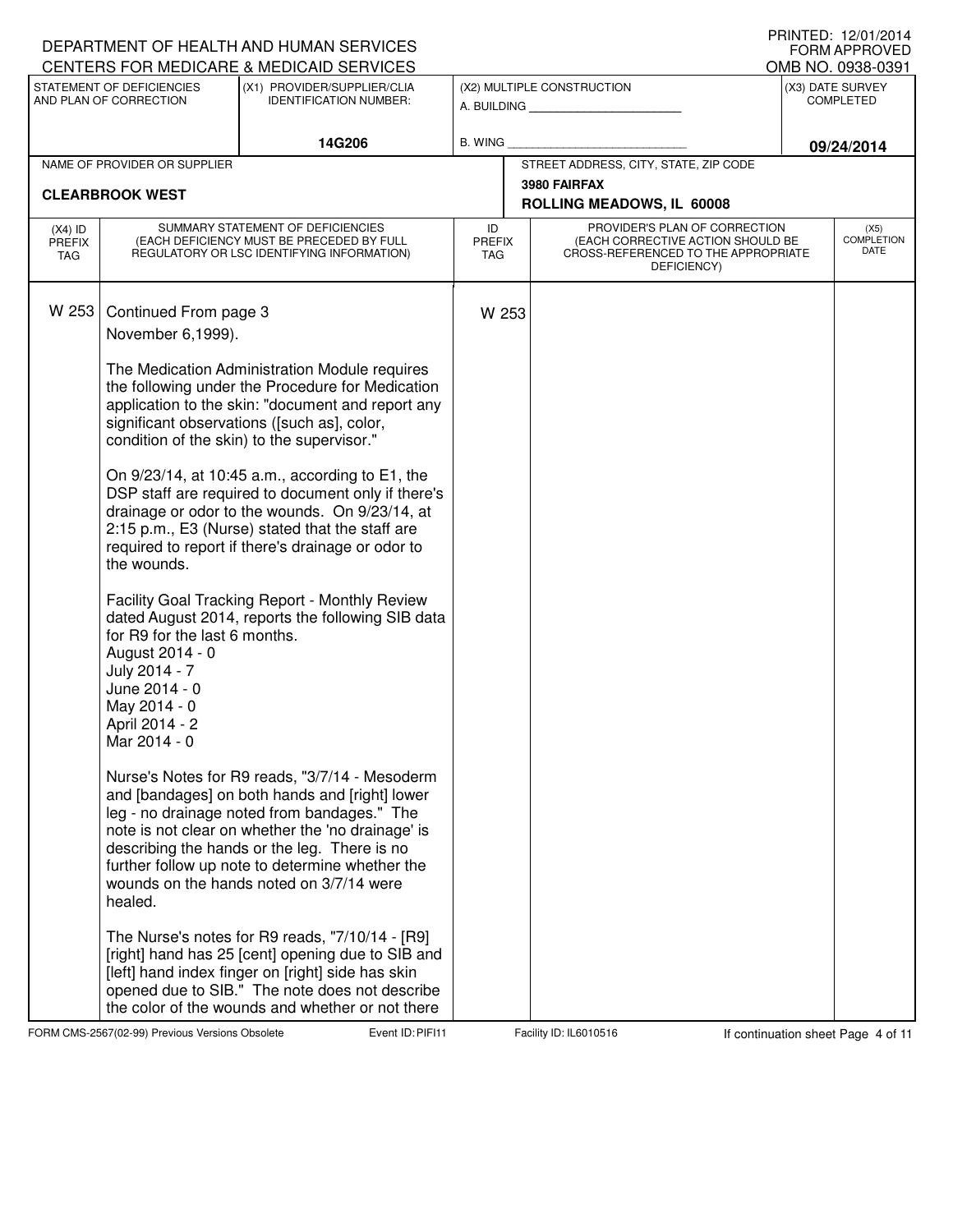DEPARTMENT OF HEALTH AND HUMAN SERVICES
CENTERS FOR MEDICARE & MEDICAID SERVICES

PRINTED: 12/01/2014
FORM APPROVED
OMB NO. 0938-0391

| STATEMENT OF DEFICIENCIES AND PLAN OF CORRECTION | (X1) PROVIDER/SUPPLIER/CLIA IDENTIFICATION NUMBER: | (X2) MULTIPLE CONSTRUCTION | (X3) DATE SURVEY COMPLETED |
|---|---|---|---|
| | 14G206 | A. BUILDING ______ B. WING ______ | 09/24/2014 |

| NAME OF PROVIDER OR SUPPLIER | STREET ADDRESS, CITY, STATE, ZIP CODE |
|---|---|
| CLEARBROOK WEST | 3980 FAIRFAX ROLLING MEADOWS, IL 60008 |

| (X4) ID PREFIX TAG | SUMMARY STATEMENT OF DEFICIENCIES (EACH DEFICIENCY MUST BE PRECEDED BY FULL REGULATORY OR LSC IDENTIFYING INFORMATION) | ID PREFIX TAG | PROVIDER'S PLAN OF CORRECTION (EACH CORRECTIVE ACTION SHOULD BE CROSS-REFERENCED TO THE APPROPRIATE DEFICIENCY) | (X5) COMPLETION DATE |
|---|---|---|---|---|
| W 253 | Continued From page 3 | W 253 | | |

November 6,1999).

The Medication Administration Module requires the following under the Procedure for Medication application to the skin: "document and report any significant observations ([such as], color, condition of the skin) to the supervisor."

On 9/23/14, at 10:45 a.m., according to E1, the DSP staff are required to document only if there's drainage or odor to the wounds. On 9/23/14, at 2:15 p.m., E3 (Nurse) stated that the staff are required to report if there's drainage or odor to the wounds.

Facility Goal Tracking Report - Monthly Review dated August 2014, reports the following SIB data for R9 for the last 6 months.
August 2014 - 0
July 2014 - 7
June 2014 - 0
May 2014 - 0
April 2014 - 2
Mar 2014 - 0

Nurse's Notes for R9 reads, "3/7/14 - Mesoderm and [bandages] on both hands and [right] lower leg - no drainage noted from bandages." The note is not clear on whether the 'no drainage' is describing the hands or the leg. There is no further follow up note to determine whether the wounds on the hands noted on 3/7/14 were healed.

The Nurse's notes for R9 reads, "7/10/14 - [R9] [right] hand has 25 [cent] opening due to SIB and [left] hand index finger on [right] side has skin opened due to SIB." The note does not describe the color of the wounds and whether or not there

FORM CMS-2567(02-99) Previous Versions Obsolete Event ID: PIFI11 Facility ID: IL6010516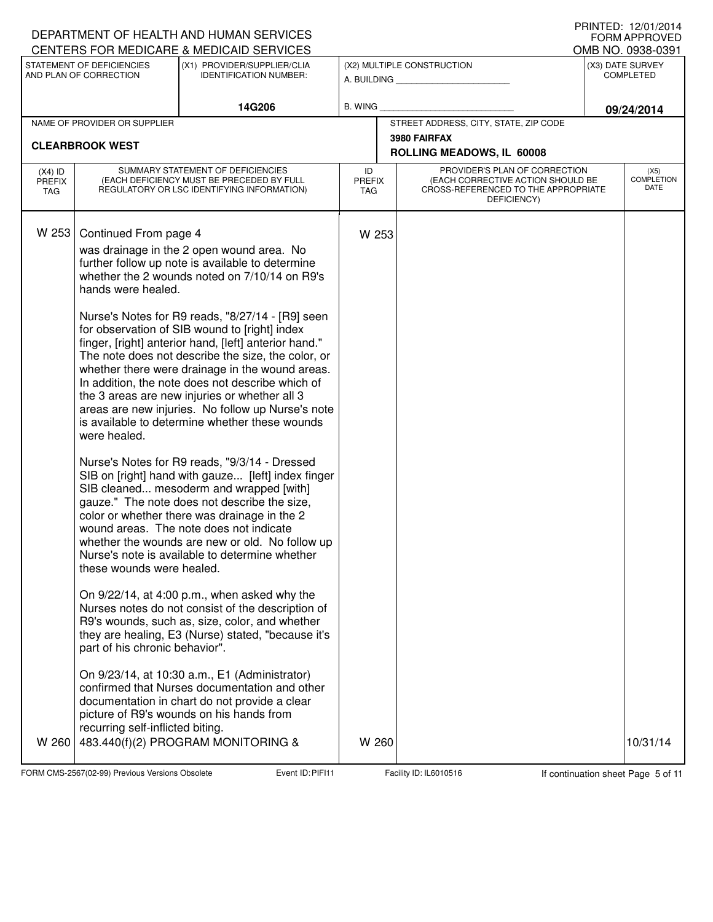DEPARTMENT OF HEALTH AND HUMAN SERVICES
CENTERS FOR MEDICARE & MEDICAID SERVICES

PRINTED: 12/01/2014
FORM APPROVED
OMB NO. 0938-0391

| STATEMENT OF DEFICIENCIES AND PLAN OF CORRECTION | (X1) PROVIDER/SUPPLIER/CLIA IDENTIFICATION NUMBER: | (X2) MULTIPLE CONSTRUCTION | (X3) DATE SURVEY COMPLETED |
|---|---|---|---|
| | 14G206 | A. BUILDING ______ B. WING ______ | 09/24/2014 |

| NAME OF PROVIDER OR SUPPLIER | STREET ADDRESS, CITY, STATE, ZIP CODE |
|---|---|
| CLEARBROOK WEST | 3980 FAIRFAX ROLLING MEADOWS, IL 60008 |

| (X4) ID PREFIX TAG | SUMMARY STATEMENT OF DEFICIENCIES (EACH DEFICIENCY MUST BE PRECEDED BY FULL REGULATORY OR LSC IDENTIFYING INFORMATION) | ID PREFIX TAG | PROVIDER'S PLAN OF CORRECTION (EACH CORRECTIVE ACTION SHOULD BE CROSS-REFERENCED TO THE APPROPRIATE DEFICIENCY) | (X5) COMPLETION DATE |
|---|---|---|---|---|
| W 253 | Continued From page 4<br>was drainage in the 2 open wound area. No further follow up note is available to determine whether the 2 wounds noted on 7/10/14 on R9's hands were healed.<br><br>Nurse's Notes for R9 reads, "8/27/14 - [R9] seen for observation of SIB wound to [right] index finger, [right] anterior hand, [left] anterior hand." The note does not describe the size, the color, or whether there were drainage in the wound areas. In addition, the note does not describe which of the 3 areas are new injuries or whether all 3 areas are new injuries. No follow up Nurse's note is available to determine whether these wounds were healed.<br><br>Nurse's Notes for R9 reads, "9/3/14 - Dressed SIB on [right] hand with gauze... [left] index finger SIB cleaned... mesoderm and wrapped [with] gauze." The note does not describe the size, color or whether there was drainage in the 2 wound areas. The note does not indicate whether the wounds are new or old. No follow up Nurse's note is available to determine whether these wounds were healed.<br><br>On 9/22/14, at 4:00 p.m., when asked why the Nurses notes do not consist of the description of R9's wounds, such as, size, color, and whether they are healing, E3 (Nurse) stated, "because it's part of his chronic behavior".<br><br>On 9/23/14, at 10:30 a.m., E1 (Administrator) confirmed that Nurses documentation and other documentation in chart do not provide a clear picture of R9's wounds on his hands from recurring self-inflicted biting. | W 253 | | |
| W 260 | 483.440(f)(2) PROGRAM MONITORING & | W 260 | | 10/31/14 |

FORM CMS-2567(02-99) Previous Versions Obsolete Event ID: PIFI11 Facility ID: IL6010516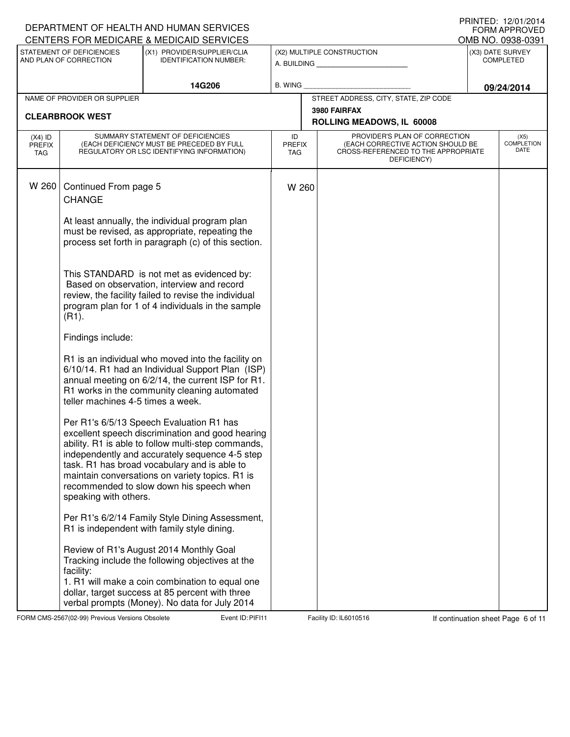DEPARTMENT OF HEALTH AND HUMAN SERVICES
CENTERS FOR MEDICARE & MEDICAID SERVICES

PRINTED: 12/01/2014
FORM APPROVED
OMB NO. 0938-0391

| STATEMENT OF DEFICIENCIES AND PLAN OF CORRECTION | (X1) PROVIDER/SUPPLIER/CLIA IDENTIFICATION NUMBER: | (X2) MULTIPLE CONSTRUCTION | (X3) DATE SURVEY COMPLETED |
|---|---|---|---|
| | 14G206 | A. BUILDING ______ B. WING ______ | 09/24/2014 |

| NAME OF PROVIDER OR SUPPLIER | STREET ADDRESS, CITY, STATE, ZIP CODE |
|---|---|
| CLEARBROOK WEST | 3980 FAIRFAX ROLLING MEADOWS, IL 60008 |

| (X4) ID PREFIX TAG | SUMMARY STATEMENT OF DEFICIENCIES (EACH DEFICIENCY MUST BE PRECEDED BY FULL REGULATORY OR LSC IDENTIFYING INFORMATION) | ID PREFIX TAG | PROVIDER'S PLAN OF CORRECTION (EACH CORRECTIVE ACTION SHOULD BE CROSS-REFERENCED TO THE APPROPRIATE DEFICIENCY) | (X5) COMPLETION DATE |
|---|---|---|---|---|
| W 260 | Continued From page 5 | W 260 | | |

CHANGE

At least annually, the individual program plan must be revised, as appropriate, repeating the process set forth in paragraph (c) of this section.

This STANDARD is not met as evidenced by:
Based on observation, interview and record review, the facility failed to revise the individual program plan for 1 of 4 individuals in the sample (R1).

Findings include:

R1 is an individual who moved into the facility on 6/10/14. R1 had an Individual Support Plan (ISP) annual meeting on 6/2/14, the current ISP for R1. R1 works in the community cleaning automated teller machines 4-5 times a week.

Per R1's 6/5/13 Speech Evaluation R1 has excellent speech discrimination and good hearing ability. R1 is able to follow multi-step commands, independently and accurately sequence 4-5 step task. R1 has broad vocabulary and is able to maintain conversations on variety topics. R1 is recommended to slow down his speech when speaking with others.

Per R1's 6/2/14 Family Style Dining Assessment, R1 is independent with family style dining.

Review of R1's August 2014 Monthly Goal Tracking include the following objectives at the facility:
1. R1 will make a coin combination to equal one dollar, target success at 85 percent with three verbal prompts (Money). No data for July 2014

FORM CMS-2567(02-99) Previous Versions Obsolete    Event ID: PIFI11    Facility ID: IL6010516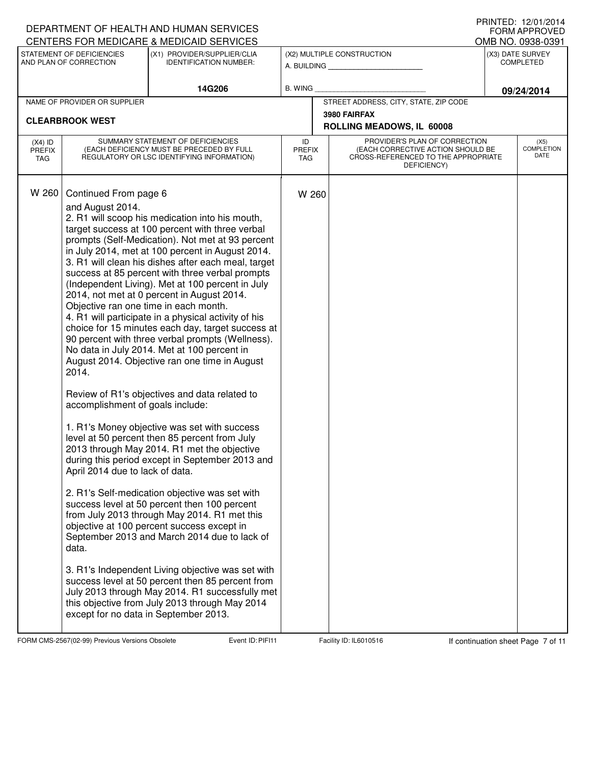DEPARTMENT OF HEALTH AND HUMAN SERVICES
CENTERS FOR MEDICARE & MEDICAID SERVICES

PRINTED: 12/01/2014
FORM APPROVED
OMB NO. 0938-0391

| STATEMENT OF DEFICIENCIES AND PLAN OF CORRECTION | (X1) PROVIDER/SUPPLIER/CLIA IDENTIFICATION NUMBER: | (X2) MULTIPLE CONSTRUCTION | (X3) DATE SURVEY COMPLETED |
|---|---|---|---|
| | 14G206 | A. BUILDING ______ B. WING ______ | 09/24/2014 |

| NAME OF PROVIDER OR SUPPLIER | STREET ADDRESS, CITY, STATE, ZIP CODE |
|---|---|
| CLEARBROOK WEST | 3980 FAIRFAX ROLLING MEADOWS, IL 60008 |

| (X4) ID PREFIX TAG | SUMMARY STATEMENT OF DEFICIENCIES (EACH DEFICIENCY MUST BE PRECEDED BY FULL REGULATORY OR LSC IDENTIFYING INFORMATION) | ID PREFIX TAG | PROVIDER'S PLAN OF CORRECTION (EACH CORRECTIVE ACTION SHOULD BE CROSS-REFERENCED TO THE APPROPRIATE DEFICIENCY) | (X5) COMPLETION DATE |
|---|---|---|---|---|
| W 260 | Continued From page 6 | W 260 | | |

and August 2014.

2. R1 will scoop his medication into his mouth, target success at 100 percent with three verbal prompts (Self-Medication). Not met at 93 percent in July 2014, met at 100 percent in August 2014.

3. R1 will clean his dishes after each meal, target success at 85 percent with three verbal prompts (Independent Living). Met at 100 percent in July 2014, not met at 0 percent in August 2014. Objective ran one time in each month.

4. R1 will participate in a physical activity of his choice for 15 minutes each day, target success at 90 percent with three verbal prompts (Wellness). No data in July 2014. Met at 100 percent in August 2014. Objective ran one time in August 2014.

Review of R1's objectives and data related to accomplishment of goals include:

1. R1's Money objective was set with success level at 50 percent then 85 percent from July 2013 through May 2014. R1 met the objective during this period except in September 2013 and April 2014 due to lack of data.

2. R1's Self-medication objective was set with success level at 50 percent then 100 percent from July 2013 through May 2014. R1 met this objective at 100 percent success except in September 2013 and March 2014 due to lack of data.

3. R1's Independent Living objective was set with success level at 50 percent then 85 percent from July 2013 through May 2014. R1 successfully met this objective from July 2013 through May 2014 except for no data in September 2013.

FORM CMS-2567(02-99) Previous Versions Obsolete Event ID: PIFI11 Facility ID: IL6010516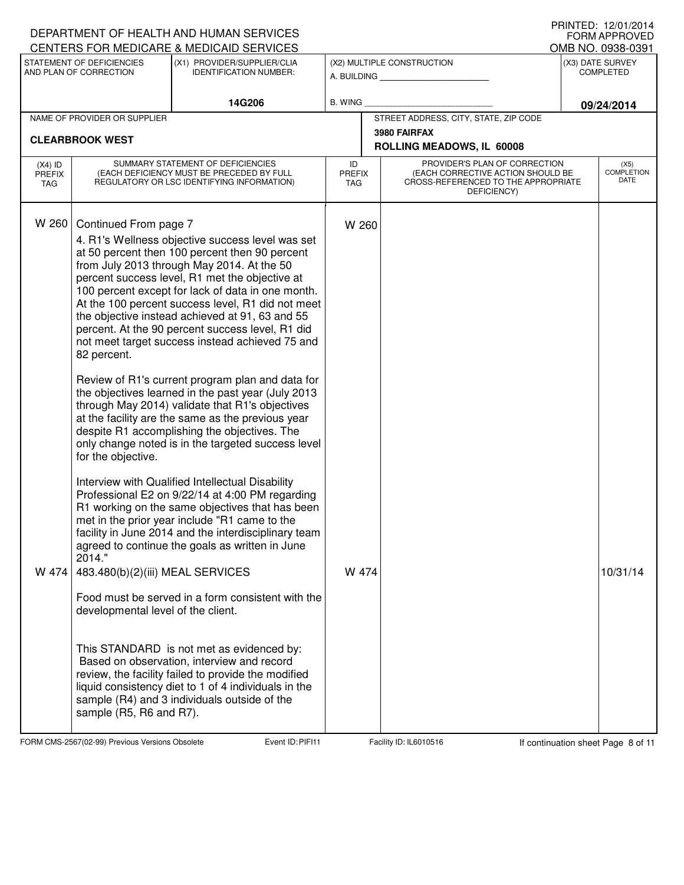DEPARTMENT OF HEALTH AND HUMAN SERVICES
CENTERS FOR MEDICARE & MEDICAID SERVICES

PRINTED: 12/01/2014
FORM APPROVED
OMB NO. 0938-0391

| STATEMENT OF DEFICIENCIES AND PLAN OF CORRECTION | (X1) PROVIDER/SUPPLIER/CLIA IDENTIFICATION NUMBER: | (X2) MULTIPLE CONSTRUCTION | (X3) DATE SURVEY COMPLETED |
|---|---|---|---|
| | 14G206 | A. BUILDING _______ B. WING _______ | 09/24/2014 |

| NAME OF PROVIDER OR SUPPLIER | STREET ADDRESS, CITY, STATE, ZIP CODE |
|---|---|
| CLEARBROOK WEST | 3980 FAIRFAX ROLLING MEADOWS, IL 60008 |

| (X4) ID PREFIX TAG | SUMMARY STATEMENT OF DEFICIENCIES (EACH DEFICIENCY MUST BE PRECEDED BY FULL REGULATORY OR LSC IDENTIFYING INFORMATION) | ID PREFIX TAG | PROVIDER'S PLAN OF CORRECTION (EACH CORRECTIVE ACTION SHOULD BE CROSS-REFERENCED TO THE APPROPRIATE DEFICIENCY) | (X5) COMPLETION DATE |
|---|---|---|---|---|
| W 260 | Continued From page 7<br>4. R1's Wellness objective success level was set at 50 percent then 100 percent then 90 percent from July 2013 through May 2014. At the 50 percent success level, R1 met the objective at 100 percent except for lack of data in one month. At the 100 percent success level, R1 did not meet the objective instead achieved at 91, 63 and 55 percent. At the 90 percent success level, R1 did not meet target success instead achieved 75 and 82 percent.<br><br>Review of R1's current program plan and data for the objectives learned in the past year (July 2013 through May 2014) validate that R1's objectives at the facility are the same as the previous year despite R1 accomplishing the objectives. The only change noted is in the targeted success level for the objective.<br><br>Interview with Qualified Intellectual Disability Professional E2 on 9/22/14 at 4:00 PM regarding R1 working on the same objectives that has been met in the prior year include "R1 came to the facility in June 2014 and the interdisciplinary team agreed to continue the goals as written in June 2014." | W 260 | | |
| W 474 | 483.480(b)(2)(iii) MEAL SERVICES<br><br>Food must be served in a form consistent with the developmental level of the client.<br><br>This STANDARD is not met as evidenced by:<br>Based on observation, interview and record review, the facility failed to provide the modified liquid consistency diet to 1 of 4 individuals in the sample (R4) and 3 individuals outside of the sample (R5, R6 and R7). | W 474 | | 10/31/14 |

FORM CMS-2567(02-99) Previous Versions Obsolete Event ID: PIFI11 Facility ID: IL6010516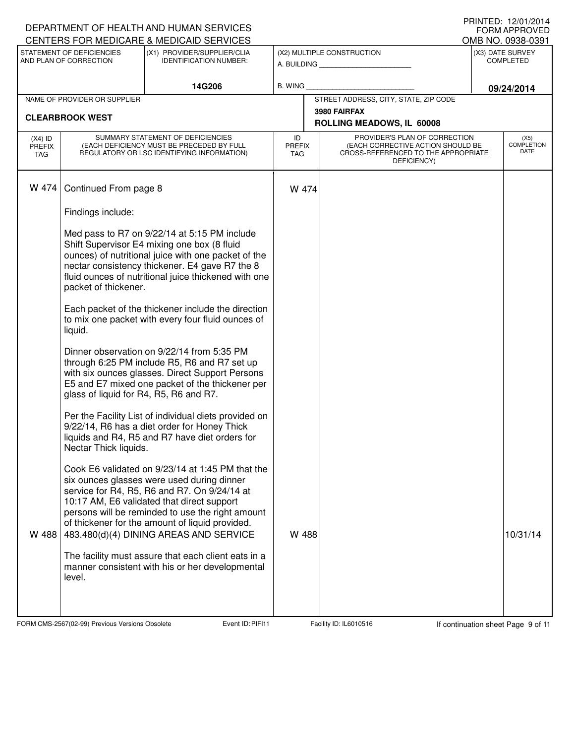DEPARTMENT OF HEALTH AND HUMAN SERVICES
CENTERS FOR MEDICARE & MEDICAID SERVICES

PRINTED: 12/01/2014
FORM APPROVED
OMB NO. 0938-0391

| STATEMENT OF DEFICIENCIES AND PLAN OF CORRECTION | (X1) PROVIDER/SUPPLIER/CLIA IDENTIFICATION NUMBER: | (X2) MULTIPLE CONSTRUCTION | (X3) DATE SURVEY COMPLETED |
|---|---|---|---|
| | 14G206 | A. BUILDING ______ B. WING ______ | 09/24/2014 |

| NAME OF PROVIDER OR SUPPLIER | STREET ADDRESS, CITY, STATE, ZIP CODE |
|---|---|
| CLEARBROOK WEST | 3980 FAIRFAX ROLLING MEADOWS, IL 60008 |

| (X4) ID PREFIX TAG | SUMMARY STATEMENT OF DEFICIENCIES (EACH DEFICIENCY MUST BE PRECEDED BY FULL REGULATORY OR LSC IDENTIFYING INFORMATION) | ID PREFIX TAG | PROVIDER'S PLAN OF CORRECTION (EACH CORRECTIVE ACTION SHOULD BE CROSS-REFERENCED TO THE APPROPRIATE DEFICIENCY) | (X5) COMPLETION DATE |
|---|---|---|---|---|
| W 474 | Continued From page 8<br><br>Findings include:<br><br>Med pass to R7 on 9/22/14 at 5:15 PM include Shift Supervisor E4 mixing one box (8 fluid ounces) of nutritional juice with one packet of the nectar consistency thickener. E4 gave R7 the 8 fluid ounces of nutritional juice thickened with one packet of thickener.<br><br>Each packet of the thickener include the direction to mix one packet with every four fluid ounces of liquid.<br><br>Dinner observation on 9/22/14 from 5:35 PM through 6:25 PM include R5, R6 and R7 set up with six ounces glasses. Direct Support Persons E5 and E7 mixed one packet of the thickener per glass of liquid for R4, R5, R6 and R7.<br><br>Per the Facility List of individual diets provided on 9/22/14, R6 has a diet order for Honey Thick liquids and R4, R5 and R7 have diet orders for Nectar Thick liquids.<br><br>Cook E6 validated on 9/23/14 at 1:45 PM that the six ounces glasses were used during dinner service for R4, R5, R6 and R7. On 9/24/14 at 10:17 AM, E6 validated that direct support persons will be reminded to use the right amount of thickener for the amount of liquid provided. | W 474 | | |
| W 488 | 483.480(d)(4) DINING AREAS AND SERVICE<br><br>The facility must assure that each client eats in a manner consistent with his or her developmental level. | W 488 | | 10/31/14 |

FORM CMS-2567(02-99) Previous Versions Obsolete Event ID: PIFI11 Facility ID: IL6010516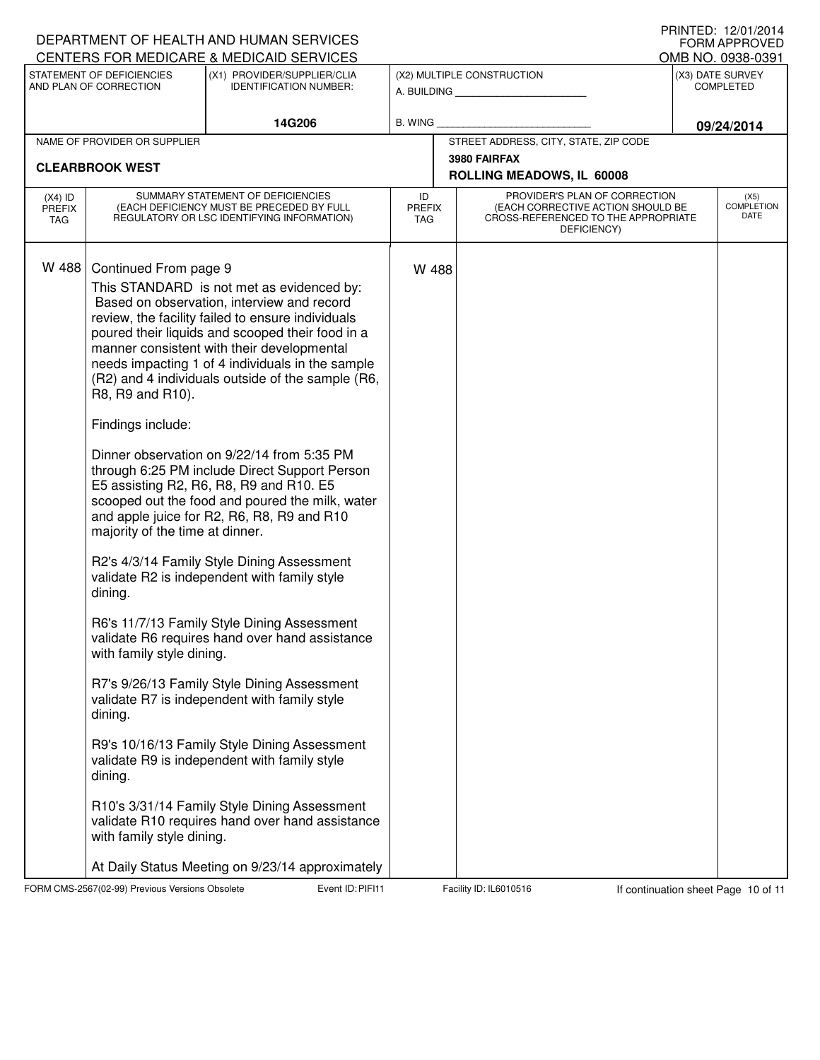DEPARTMENT OF HEALTH AND HUMAN SERVICES
CENTERS FOR MEDICARE & MEDICAID SERVICES

PRINTED: 12/01/2014
FORM APPROVED
OMB NO. 0938-0391

| STATEMENT OF DEFICIENCIES AND PLAN OF CORRECTION | (X1) PROVIDER/SUPPLIER/CLIA IDENTIFICATION NUMBER: | (X2) MULTIPLE CONSTRUCTION | (X3) DATE SURVEY COMPLETED |
|---|---|---|---|
| | 14G206 | A. BUILDING ______ B. WING ______ | 09/24/2014 |

| NAME OF PROVIDER OR SUPPLIER | STREET ADDRESS, CITY, STATE, ZIP CODE |
|---|---|
| CLEARBROOK WEST | 3980 FAIRFAX ROLLING MEADOWS, IL 60008 |

| (X4) ID PREFIX TAG | SUMMARY STATEMENT OF DEFICIENCIES (EACH DEFICIENCY MUST BE PRECEDED BY FULL REGULATORY OR LSC IDENTIFYING INFORMATION) | ID PREFIX TAG | PROVIDER'S PLAN OF CORRECTION (EACH CORRECTIVE ACTION SHOULD BE CROSS-REFERENCED TO THE APPROPRIATE DEFICIENCY) | (X5) COMPLETION DATE |
|---|---|---|---|---|
| W 488 | Continued From page 9 | W 488 | | |

This STANDARD is not met as evidenced by:
Based on observation, interview and record review, the facility failed to ensure individuals poured their liquids and scooped their food in a manner consistent with their developmental needs impacting 1 of 4 individuals in the sample (R2) and 4 individuals outside of the sample (R6, R8, R9 and R10).

Findings include:

Dinner observation on 9/22/14 from 5:35 PM through 6:25 PM include Direct Support Person E5 assisting R2, R6, R8, R9 and R10. E5 scooped out the food and poured the milk, water and apple juice for R2, R6, R8, R9 and R10 majority of the time at dinner.

R2's 4/3/14 Family Style Dining Assessment validate R2 is independent with family style dining.

R6's 11/7/13 Family Style Dining Assessment validate R6 requires hand over hand assistance with family style dining.

R7's 9/26/13 Family Style Dining Assessment validate R7 is independent with family style dining.

R9's 10/16/13 Family Style Dining Assessment validate R9 is independent with family style dining.

R10's 3/31/14 Family Style Dining Assessment validate R10 requires hand over hand assistance with family style dining.

At Daily Status Meeting on 9/23/14 approximately

FORM CMS-2567(02-99) Previous Versions Obsolete Event ID: PIFI11 Facility ID: IL6010516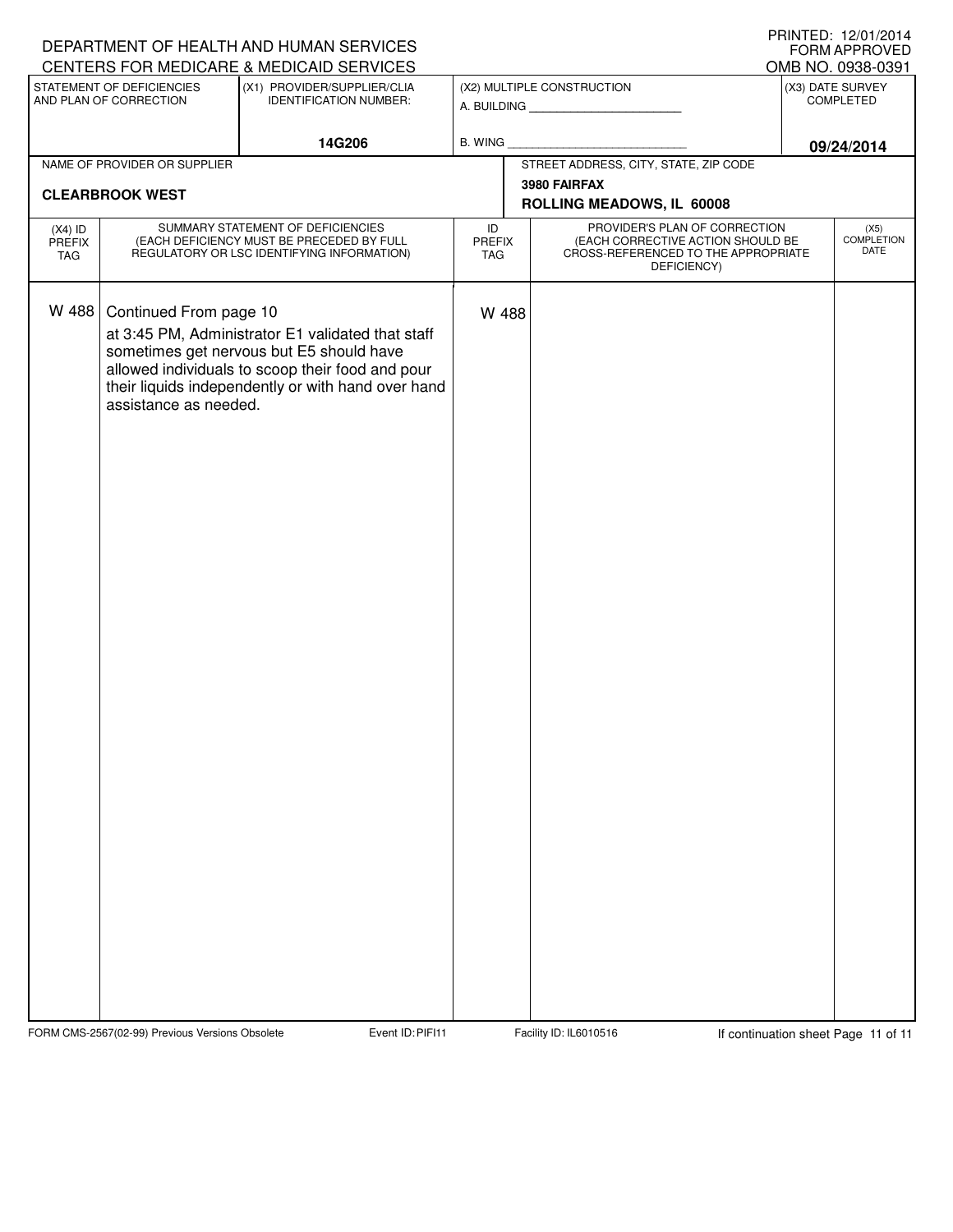DEPARTMENT OF HEALTH AND HUMAN SERVICES
CENTERS FOR MEDICARE & MEDICAID SERVICES

PRINTED: 12/01/2014
FORM APPROVED
OMB NO. 0938-0391

| STATEMENT OF DEFICIENCIES AND PLAN OF CORRECTION | (X1) PROVIDER/SUPPLIER/CLIA IDENTIFICATION NUMBER: | (X2) MULTIPLE CONSTRUCTION | (X3) DATE SURVEY COMPLETED |
|---|---|---|---|
| | 14G206 | A. BUILDING ______ B. WING ______ | 09/24/2014 |

| NAME OF PROVIDER OR SUPPLIER | STREET ADDRESS, CITY, STATE, ZIP CODE |
|---|---|
| CLEARBROOK WEST | 3980 FAIRFAX ROLLING MEADOWS, IL 60008 |

| (X4) ID PREFIX TAG | SUMMARY STATEMENT OF DEFICIENCIES (EACH DEFICIENCY MUST BE PRECEDED BY FULL REGULATORY OR LSC IDENTIFYING INFORMATION) | ID PREFIX TAG | PROVIDER'S PLAN OF CORRECTION (EACH CORRECTIVE ACTION SHOULD BE CROSS-REFERENCED TO THE APPROPRIATE DEFICIENCY) | (X5) COMPLETION DATE |
|---|---|---|---|---|
| W 488 | Continued From page 10<br>at 3:45 PM, Administrator E1 validated that staff sometimes get nervous but E5 should have allowed individuals to scoop their food and pour their liquids independently or with hand over hand assistance as needed. | W 488 | | |

FORM CMS-2567(02-99) Previous Versions Obsolete | Event ID: PIFI11 | Facility ID: IL6010516